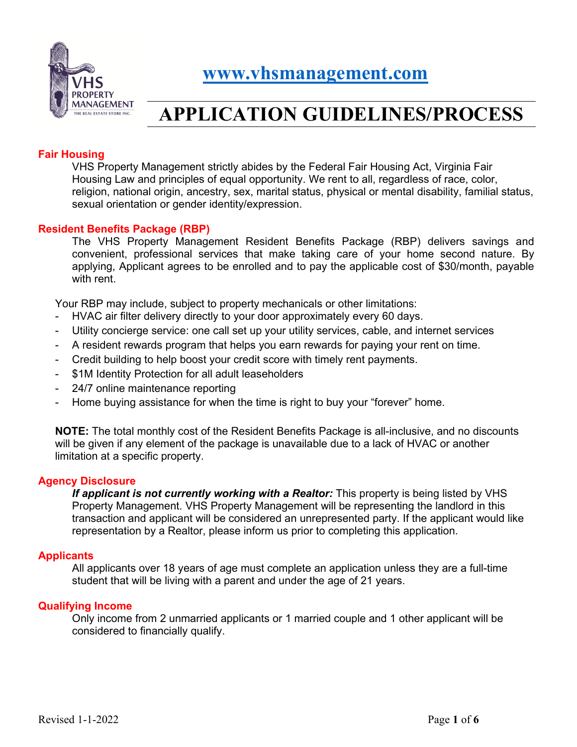www.vhsmanagement.com

# APPLICATION GUIDELINES/PROCESS

## Fair Housing

VHS Property Management strictly abides by the Federal Fair Housing Act, Virginia Fair Housing Law and principles of equal opportunity. We rent to all, regardless of race, color, religion, national origin, ancestry, sex, marital status, physical or mental disability, familial status, sexual orientation or gender identity/expression.

## Resident Benefits Package (RBP)

The VHS Property Management Resident Benefits Package (RBP) delivers savings and convenient, professional services that make taking care of your home second nature. By applying, Applicant agrees to be enrolled and to pay the applicable cost of $30/month, payable with rent.

Your RBP may include, subject to property mechanicals or other limitations:

- HVAC air filter delivery directly to your door approximately every 60 days.
- Utility concierge service: one call set up your utility services, cable, and internet services
- A resident rewards program that helps you earn rewards for paying your rent on time.
- Credit building to help boost your credit score with timely rent payments.
- $1M Identity Protection for all adult leaseholders
- 24/7 online maintenance reporting
- Home buying assistance for when the time is right to buy your "forever" home.

**NOTE:** The total monthly cost of the Resident Benefits Package is all-inclusive, and no discounts will be given if any element of the package is unavailable due to a lack of HVAC or another limitation at a specific property.

## Agency Disclosure

***If applicant is not currently working with a Realtor:*** This property is being listed by VHS Property Management. VHS Property Management will be representing the landlord in this transaction and applicant will be considered an unrepresented party. If the applicant would like representation by a Realtor, please inform us prior to completing this application.

## Applicants

All applicants over 18 years of age must complete an application unless they are a full-time student that will be living with a parent and under the age of 21 years.

## Qualifying Income

Only income from 2 unmarried applicants or 1 married couple and 1 other applicant will be considered to financially qualify.

Revised 1-1-2022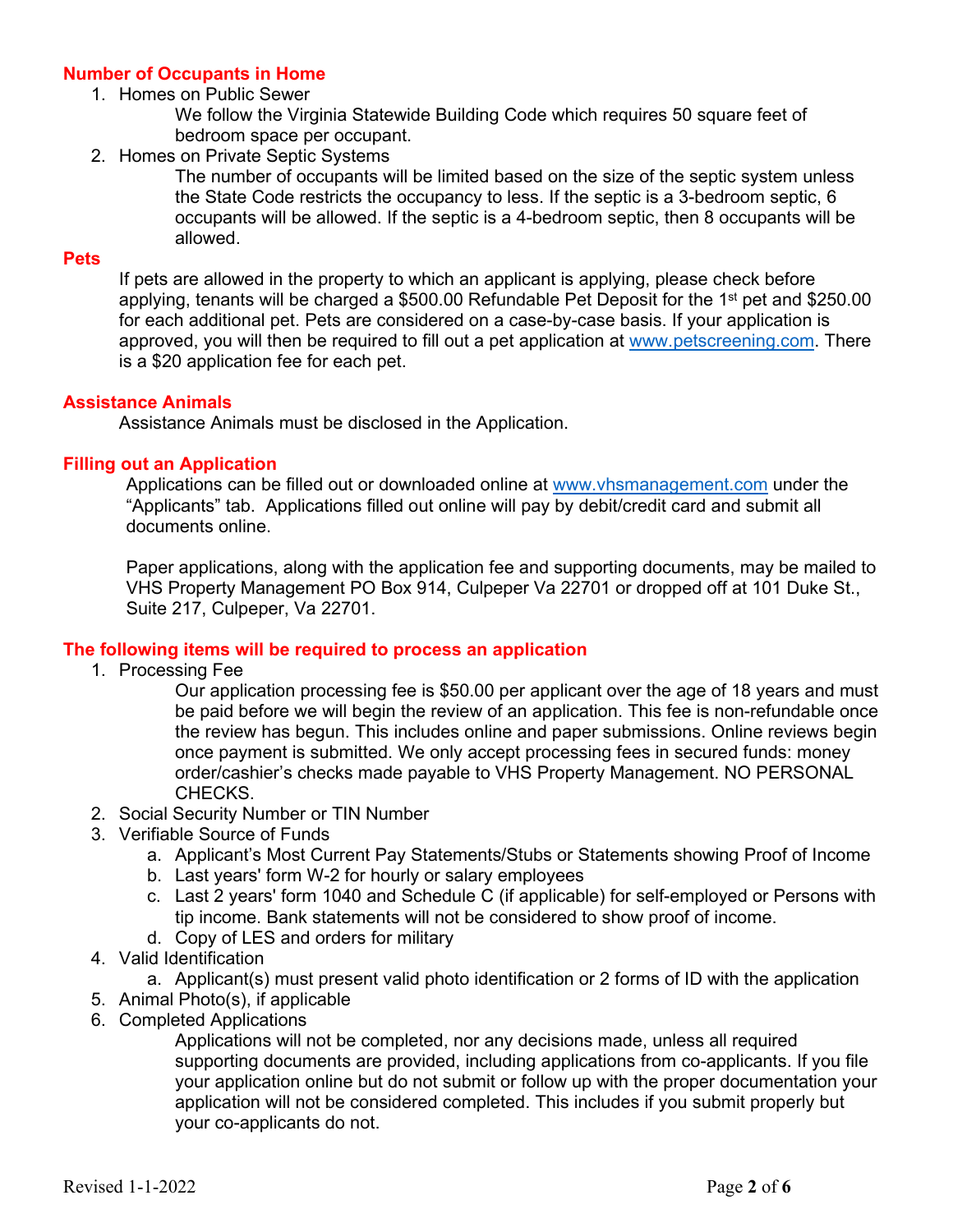## Number of Occupants in Home

1. Homes on Public Sewer

   We follow the Virginia Statewide Building Code which requires 50 square feet of bedroom space per occupant.

2. Homes on Private Septic Systems

   The number of occupants will be limited based on the size of the septic system unless the State Code restricts the occupancy to less. If the septic is a 3-bedroom septic, 6 occupants will be allowed. If the septic is a 4-bedroom septic, then 8 occupants will be allowed.

## Pets

If pets are allowed in the property to which an applicant is applying, please check before applying, tenants will be charged a $500.00 Refundable Pet Deposit for the 1st pet and $250.00 for each additional pet. Pets are considered on a case-by-case basis. If your application is approved, you will then be required to fill out a pet application at www.petscreening.com. There is a $20 application fee for each pet.

## Assistance Animals

Assistance Animals must be disclosed in the Application.

## Filling out an Application

Applications can be filled out or downloaded online at www.vhsmanagement.com under the "Applicants" tab. Applications filled out online will pay by debit/credit card and submit all documents online.

Paper applications, along with the application fee and supporting documents, may be mailed to VHS Property Management PO Box 914, Culpeper Va 22701 or dropped off at 101 Duke St., Suite 217, Culpeper, Va 22701.

## The following items will be required to process an application

1. Processing Fee

   Our application processing fee is $50.00 per applicant over the age of 18 years and must be paid before we will begin the review of an application. This fee is non-refundable once the review has begun. This includes online and paper submissions. Online reviews begin once payment is submitted. We only accept processing fees in secured funds: money order/cashier's checks made payable to VHS Property Management. NO PERSONAL CHECKS.

2. Social Security Number or TIN Number
3. Verifiable Source of Funds
   a. Applicant's Most Current Pay Statements/Stubs or Statements showing Proof of Income
   b. Last years' form W-2 for hourly or salary employees
   c. Last 2 years' form 1040 and Schedule C (if applicable) for self-employed or Persons with tip income. Bank statements will not be considered to show proof of income.
   d. Copy of LES and orders for military
4. Valid Identification
   a. Applicant(s) must present valid photo identification or 2 forms of ID with the application
5. Animal Photo(s), if applicable
6. Completed Applications

   Applications will not be completed, nor any decisions made, unless all required supporting documents are provided, including applications from co-applicants. If you file your application online but do not submit or follow up with the proper documentation your application will not be considered completed. This includes if you submit properly but your co-applicants do not.

Revised 1-1-2022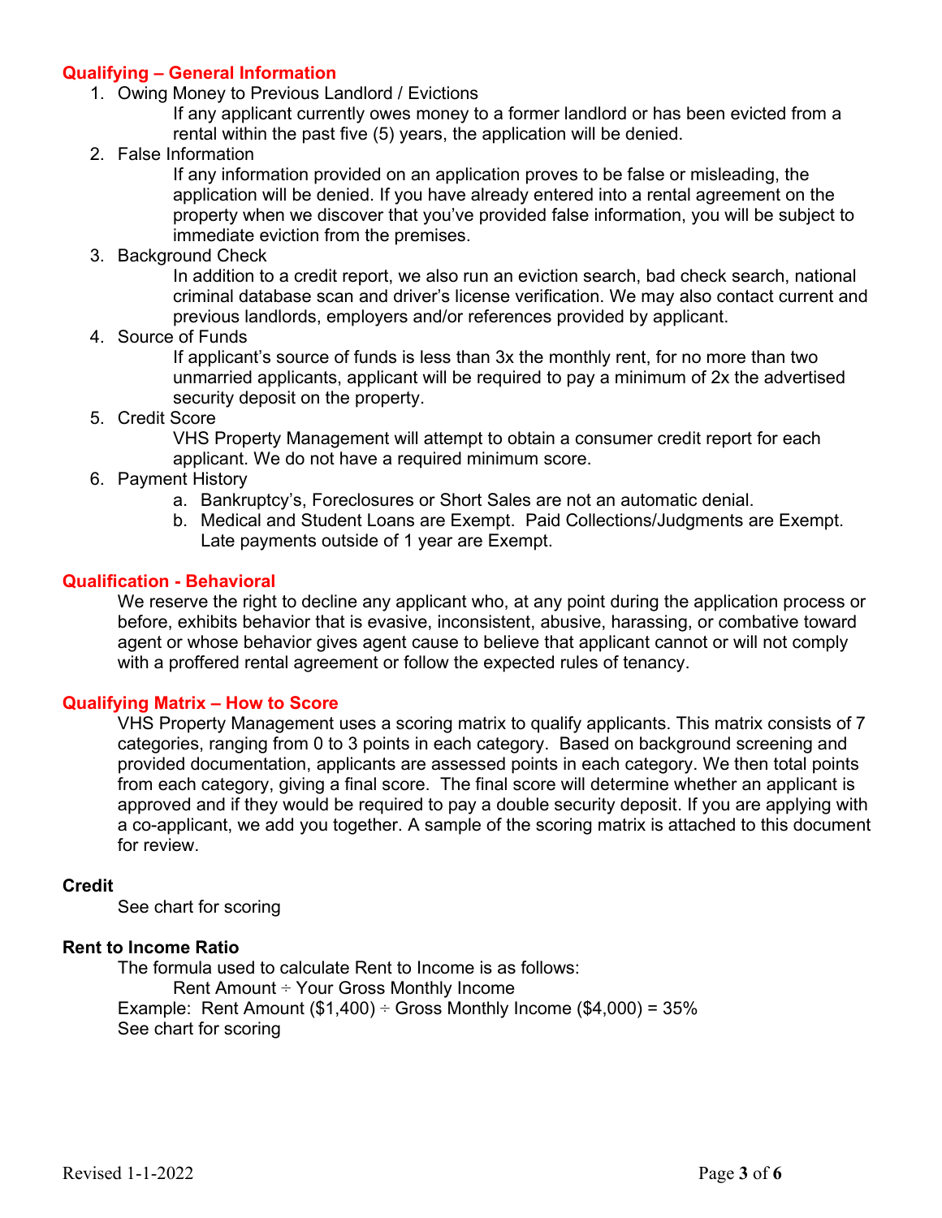## Qualifying – General Information

1. Owing Money to Previous Landlord / Evictions

   If any applicant currently owes money to a former landlord or has been evicted from a rental within the past five (5) years, the application will be denied.

2. False Information

   If any information provided on an application proves to be false or misleading, the application will be denied. If you have already entered into a rental agreement on the property when we discover that you've provided false information, you will be subject to immediate eviction from the premises.

3. Background Check

   In addition to a credit report, we also run an eviction search, bad check search, national criminal database scan and driver's license verification. We may also contact current and previous landlords, employers and/or references provided by applicant.

4. Source of Funds

   If applicant's source of funds is less than 3x the monthly rent, for no more than two unmarried applicants, applicant will be required to pay a minimum of 2x the advertised security deposit on the property.

5. Credit Score

   VHS Property Management will attempt to obtain a consumer credit report for each applicant. We do not have a required minimum score.

6. Payment History
   a. Bankruptcy's, Foreclosures or Short Sales are not an automatic denial.
   b. Medical and Student Loans are Exempt. Paid Collections/Judgments are Exempt. Late payments outside of 1 year are Exempt.

## Qualification - Behavioral

We reserve the right to decline any applicant who, at any point during the application process or before, exhibits behavior that is evasive, inconsistent, abusive, harassing, or combative toward agent or whose behavior gives agent cause to believe that applicant cannot or will not comply with a proffered rental agreement or follow the expected rules of tenancy.

## Qualifying Matrix – How to Score

VHS Property Management uses a scoring matrix to qualify applicants. This matrix consists of 7 categories, ranging from 0 to 3 points in each category. Based on background screening and provided documentation, applicants are assessed points in each category. We then total points from each category, giving a final score. The final score will determine whether an applicant is approved and if they would be required to pay a double security deposit. If you are applying with a co-applicant, we add you together. A sample of the scoring matrix is attached to this document for review.

### Credit

See chart for scoring

### Rent to Income Ratio

The formula used to calculate Rent to Income is as follows:

Rent Amount ÷ Your Gross Monthly Income

Example: Rent Amount ($1,400) ÷ Gross Monthly Income ($4,000) = 35%

See chart for scoring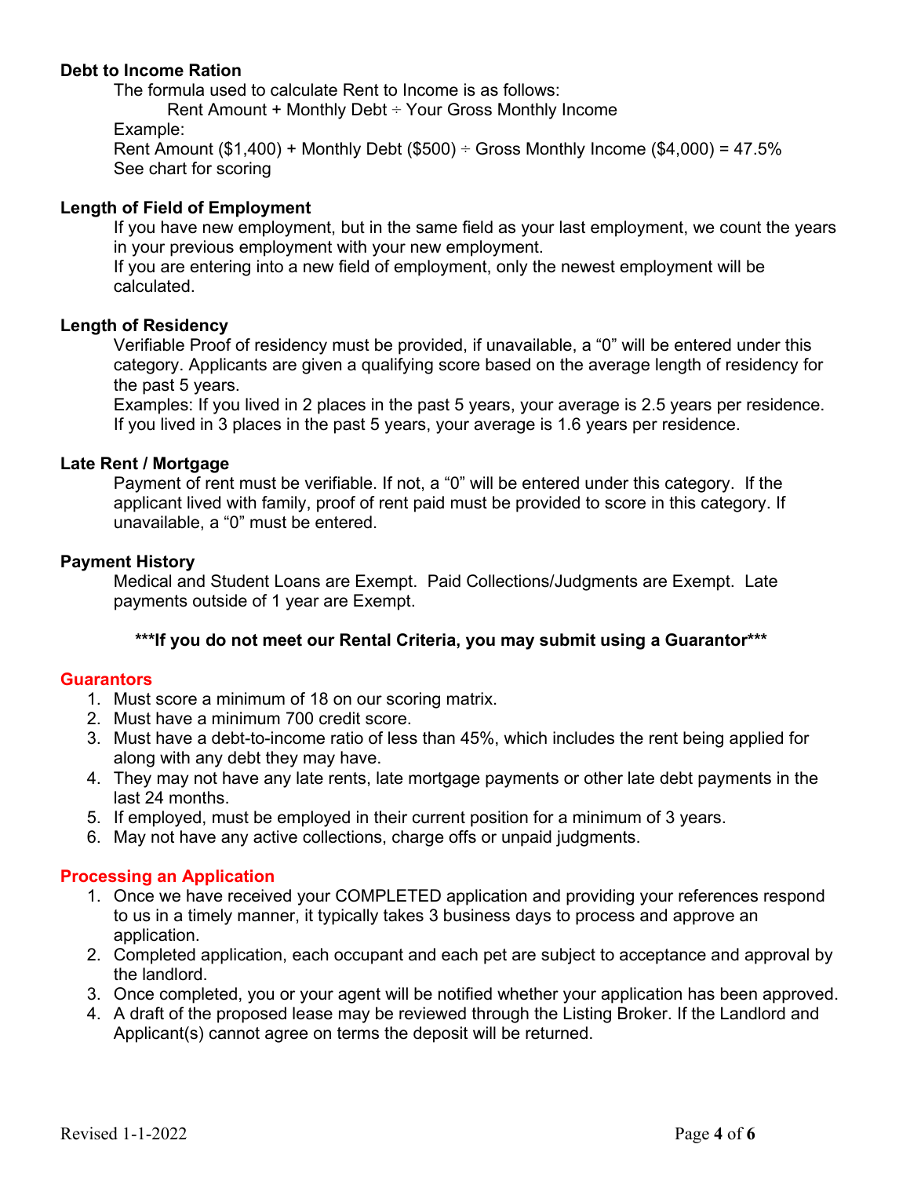**Debt to Income Ration**

The formula used to calculate Rent to Income is as follows:

Rent Amount + Monthly Debt ÷ Your Gross Monthly Income

Example:

Rent Amount ($1,400) + Monthly Debt ($500) ÷ Gross Monthly Income ($4,000) = 47.5%

See chart for scoring

**Length of Field of Employment**

If you have new employment, but in the same field as your last employment, we count the years in your previous employment with your new employment.

If you are entering into a new field of employment, only the newest employment will be calculated.

**Length of Residency**

Verifiable Proof of residency must be provided, if unavailable, a "0" will be entered under this category. Applicants are given a qualifying score based on the average length of residency for the past 5 years.

Examples: If you lived in 2 places in the past 5 years, your average is 2.5 years per residence. If you lived in 3 places in the past 5 years, your average is 1.6 years per residence.

**Late Rent / Mortgage**

Payment of rent must be verifiable. If not, a "0" will be entered under this category. If the applicant lived with family, proof of rent paid must be provided to score in this category. If unavailable, a "0" must be entered.

**Payment History**

Medical and Student Loans are Exempt. Paid Collections/Judgments are Exempt. Late payments outside of 1 year are Exempt.

**\*\*\*If you do not meet our Rental Criteria, you may submit using a Guarantor\*\*\***

## Guarantors

1. Must score a minimum of 18 on our scoring matrix.
2. Must have a minimum 700 credit score.
3. Must have a debt-to-income ratio of less than 45%, which includes the rent being applied for along with any debt they may have.
4. They may not have any late rents, late mortgage payments or other late debt payments in the last 24 months.
5. If employed, must be employed in their current position for a minimum of 3 years.
6. May not have any active collections, charge offs or unpaid judgments.

## Processing an Application

1. Once we have received your COMPLETED application and providing your references respond to us in a timely manner, it typically takes 3 business days to process and approve an application.
2. Completed application, each occupant and each pet are subject to acceptance and approval by the landlord.
3. Once completed, you or your agent will be notified whether your application has been approved.
4. A draft of the proposed lease may be reviewed through the Listing Broker. If the Landlord and Applicant(s) cannot agree on terms the deposit will be returned.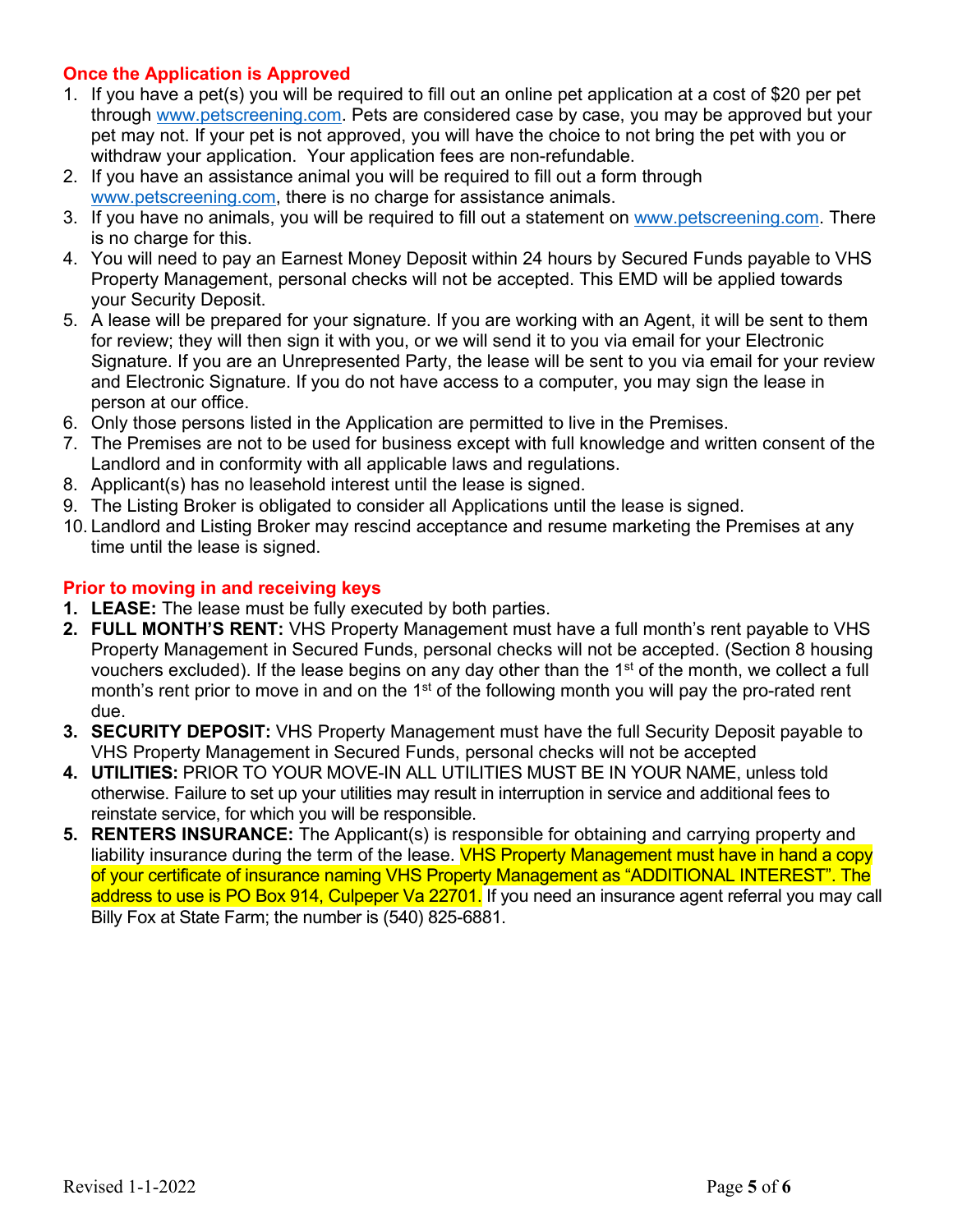## Once the Application is Approved

1. If you have a pet(s) you will be required to fill out an online pet application at a cost of $20 per pet through www.petscreening.com. Pets are considered case by case, you may be approved but your pet may not. If your pet is not approved, you will have the choice to not bring the pet with you or withdraw your application. Your application fees are non-refundable.
2. If you have an assistance animal you will be required to fill out a form through www.petscreening.com, there is no charge for assistance animals.
3. If you have no animals, you will be required to fill out a statement on www.petscreening.com. There is no charge for this.
4. You will need to pay an Earnest Money Deposit within 24 hours by Secured Funds payable to VHS Property Management, personal checks will not be accepted. This EMD will be applied towards your Security Deposit.
5. A lease will be prepared for your signature. If you are working with an Agent, it will be sent to them for review; they will then sign it with you, or we will send it to you via email for your Electronic Signature. If you are an Unrepresented Party, the lease will be sent to you via email for your review and Electronic Signature. If you do not have access to a computer, you may sign the lease in person at our office.
6. Only those persons listed in the Application are permitted to live in the Premises.
7. The Premises are not to be used for business except with full knowledge and written consent of the Landlord and in conformity with all applicable laws and regulations.
8. Applicant(s) has no leasehold interest until the lease is signed.
9. The Listing Broker is obligated to consider all Applications until the lease is signed.
10. Landlord and Listing Broker may rescind acceptance and resume marketing the Premises at any time until the lease is signed.

## Prior to moving in and receiving keys

1. **LEASE:** The lease must be fully executed by both parties.
2. **FULL MONTH'S RENT:** VHS Property Management must have a full month's rent payable to VHS Property Management in Secured Funds, personal checks will not be accepted. (Section 8 housing vouchers excluded). If the lease begins on any day other than the 1st of the month, we collect a full month's rent prior to move in and on the 1st of the following month you will pay the pro-rated rent due.
3. **SECURITY DEPOSIT:** VHS Property Management must have the full Security Deposit payable to VHS Property Management in Secured Funds, personal checks will not be accepted
4. **UTILITIES:** PRIOR TO YOUR MOVE-IN ALL UTILITIES MUST BE IN YOUR NAME, unless told otherwise. Failure to set up your utilities may result in interruption in service and additional fees to reinstate service, for which you will be responsible.
5. **RENTERS INSURANCE:** The Applicant(s) is responsible for obtaining and carrying property and liability insurance during the term of the lease. VHS Property Management must have in hand a copy of your certificate of insurance naming VHS Property Management as "ADDITIONAL INTEREST". The address to use is PO Box 914, Culpeper Va 22701. If you need an insurance agent referral you may call Billy Fox at State Farm; the number is (540) 825-6881.

Revised 1-1-2022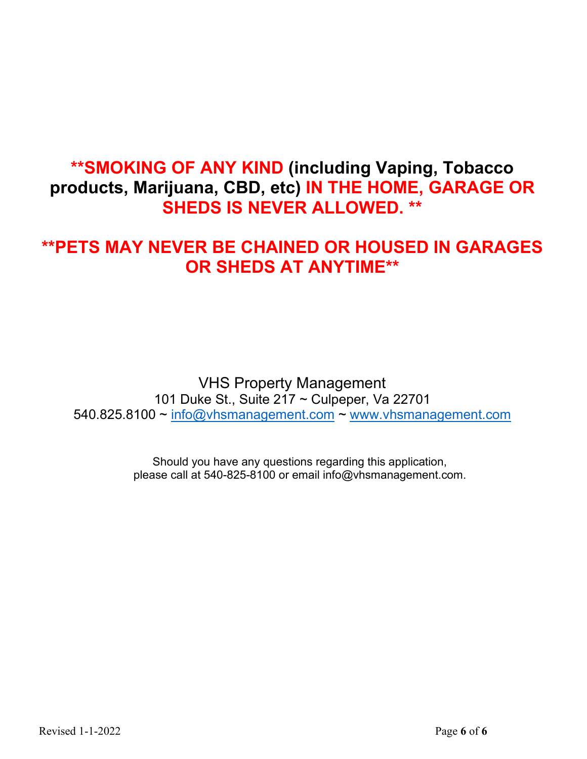**\*\*SMOKING OF ANY KIND (including Vaping, Tobacco products, Marijuana, CBD, etc) IN THE HOME, GARAGE OR SHEDS IS NEVER ALLOWED. \*\***

**\*\*PETS MAY NEVER BE CHAINED OR HOUSED IN GARAGES OR SHEDS AT ANYTIME\*\***

VHS Property Management
101 Duke St., Suite 217 ~ Culpeper, Va 22701
540.825.8100 ~ info@vhsmanagement.com ~ www.vhsmanagement.com

Should you have any questions regarding this application,
please call at 540-825-8100 or email info@vhsmanagement.com.

Revised 1-1-2022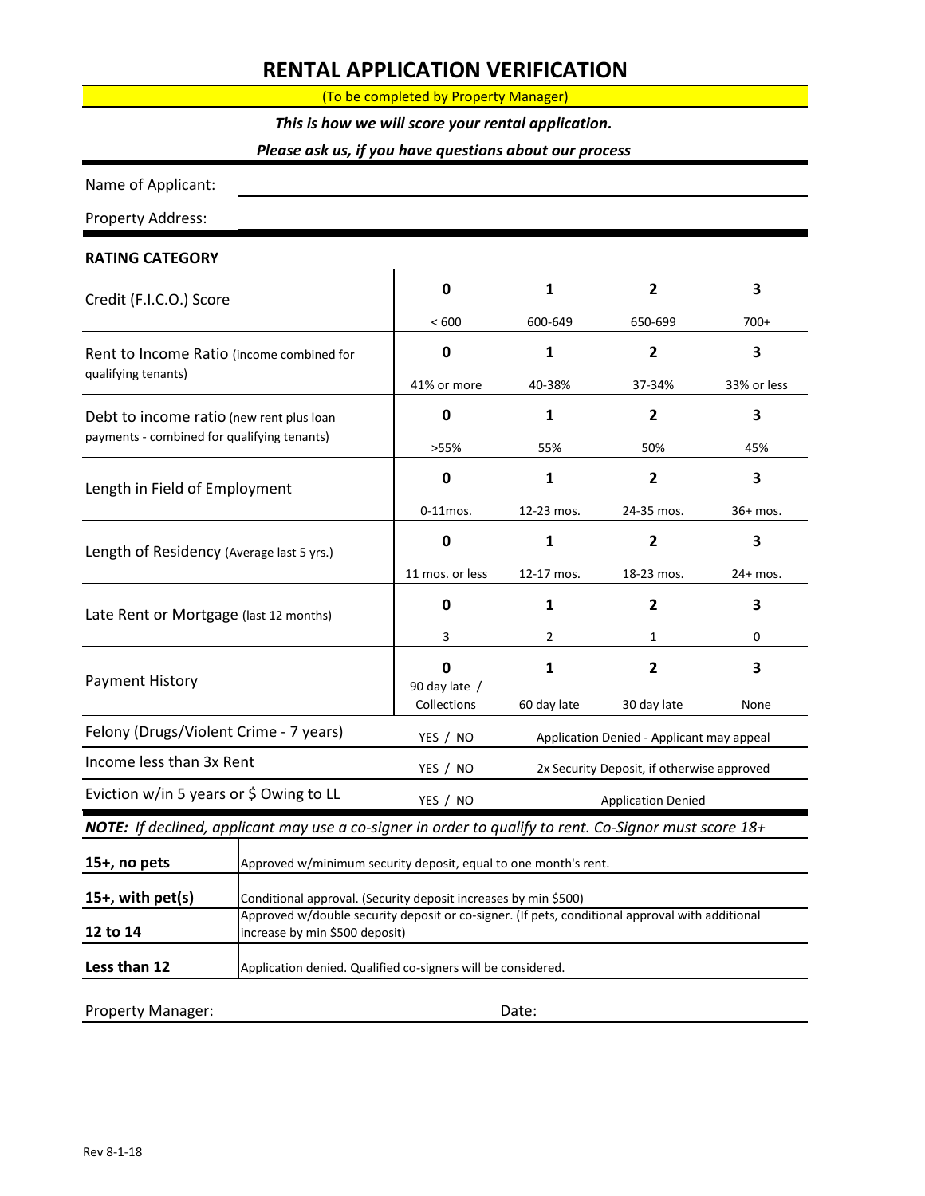# RENTAL APPLICATION VERIFICATION

(To be completed by Property Manager)

***This is how we will score your rental application.***

***Please ask us, if you have questions about our process***

Name of Applicant: ______________________

Property Address: ______________________

**RATING CATEGORY**

| | | | | |
|---|---|---|---|---|
| Credit (F.I.C.O.) Score | **0**<br>< 600 | **1**<br>600-649 | **2**<br>650-699 | **3**<br>700+ |
| Rent to Income Ratio (income combined for qualifying tenants) | **0**<br>41% or more | **1**<br>40-38% | **2**<br>37-34% | **3**<br>33% or less |
| Debt to income ratio (new rent plus loan payments - combined for qualifying tenants) | **0**<br>>55% | **1**<br>55% | **2**<br>50% | **3**<br>45% |
| Length in Field of Employment | **0**<br>0-11mos. | **1**<br>12-23 mos. | **2**<br>24-35 mos. | **3**<br>36+ mos. |
| Length of Residency (Average last 5 yrs.) | **0**<br>11 mos. or less | **1**<br>12-17 mos. | **2**<br>18-23 mos. | **3**<br>24+ mos. |
| Late Rent or Mortgage (last 12 months) | **0**<br>3 | **1**<br>2 | **2**<br>1 | **3**<br>0 |
| Payment History | **0**<br>90 day late / Collections | **1**<br>60 day late | **2**<br>30 day late | **3**<br>None |
| Felony (Drugs/Violent Crime - 7 years) | YES / NO | Application Denied - Applicant may appeal | | |
| Income less than 3x Rent | YES / NO | 2x Security Deposit, if otherwise approved | | |
| Eviction w/in 5 years or $ Owing to LL | YES / NO | Application Denied | | |

***NOTE:** If declined, applicant may use a co-signer in order to qualify to rent. Co-Signor must score 18+*

| | |
|---|---|
| **15+, no pets** | Approved w/minimum security deposit, equal to one month's rent. |
| **15+, with pet(s)** | Conditional approval. (Security deposit increases by min $500) |
| **12 to 14** | Approved w/double security deposit or co-signer. (If pets, conditional approval with additional increase by min $500 deposit) |
| **Less than 12** | Application denied. Qualified co-signers will be considered. |

Property Manager: ______________________ Date: ______________________

Rev 8-1-18